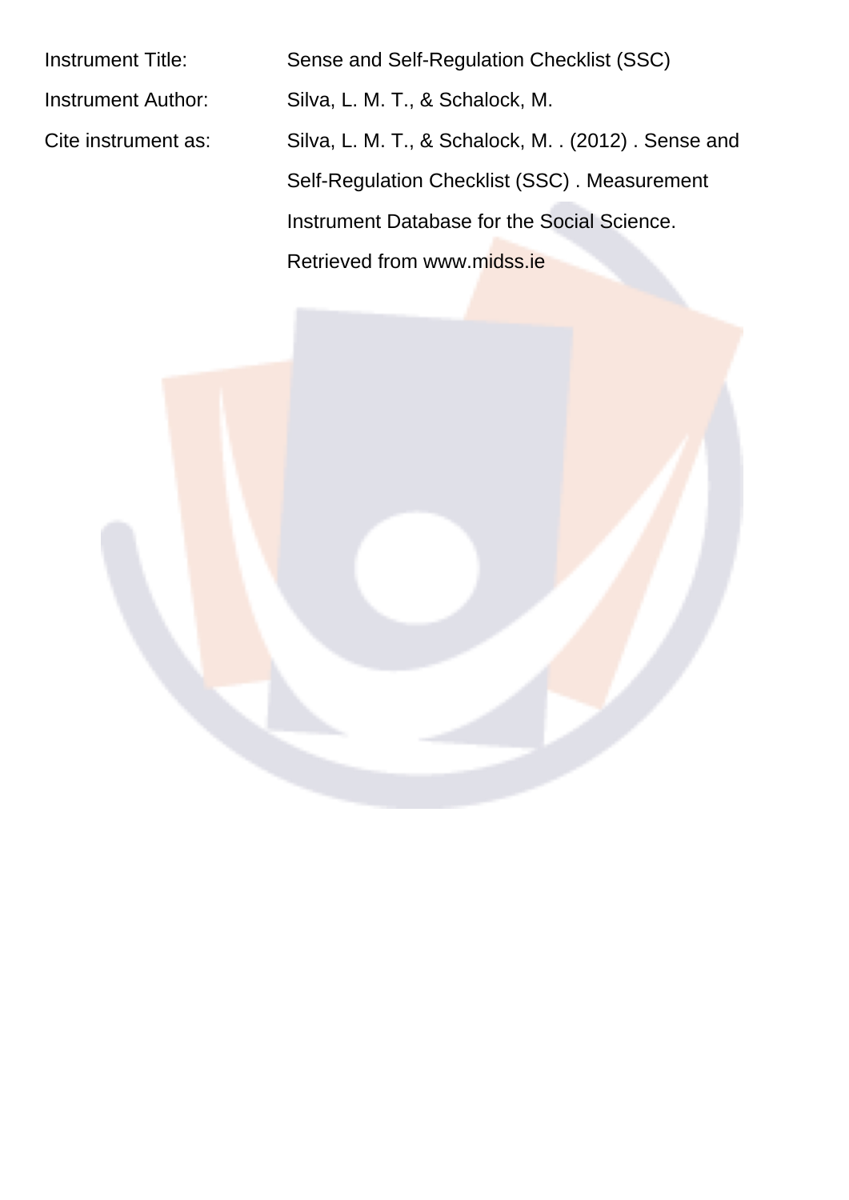| | |
|---|---|
| Instrument Title: | Sense and Self-Regulation Checklist (SSC) |
| Instrument Author: | Silva, L. M. T., & Schalock, M. |
| Cite instrument as: | Silva, L. M. T., & Schalock, M. . (2012) . Sense and Self-Regulation Checklist (SSC) . Measurement Instrument Database for the Social Science. Retrieved from www.midss.ie |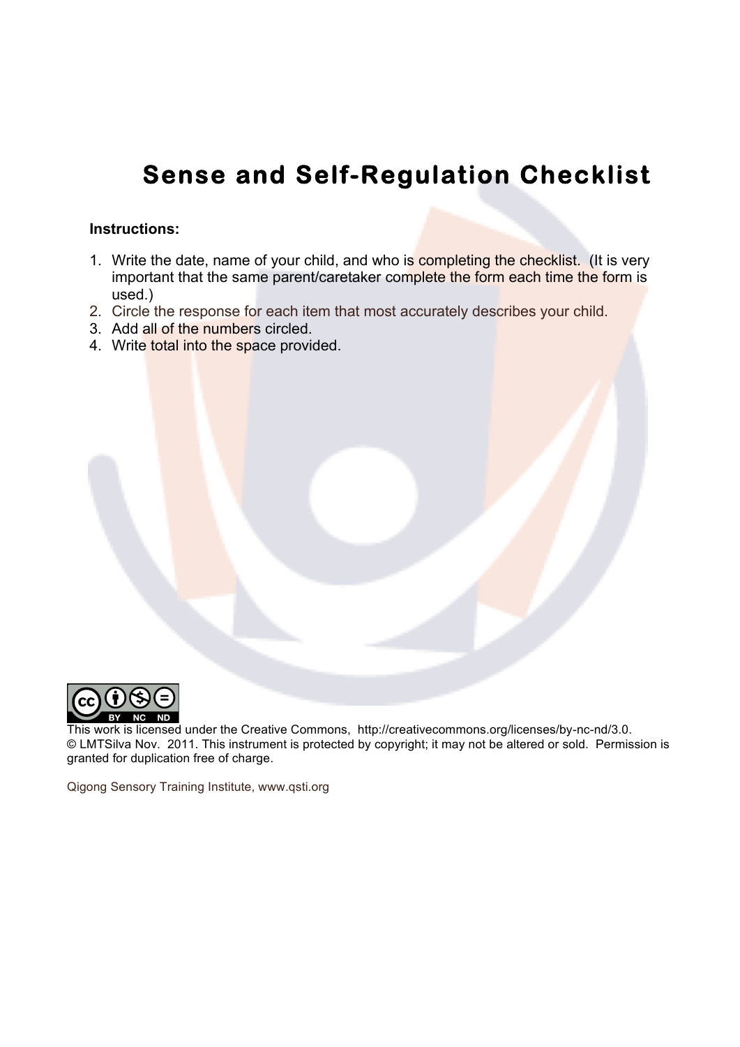# Sense and Self-Regulation Checklist

**Instructions:**

1. Write the date, name of your child, and who is completing the checklist. (It is very important that the same parent/caretaker complete the form each time the form is used.)
2. Circle the response for each item that most accurately describes your child.
3. Add all of the numbers circled.
4. Write total into the space provided.

This work is licensed under the Creative Commons, http://creativecommons.org/licenses/by-nc-nd/3.0.
© LMTSilva Nov. 2011. This instrument is protected by copyright; it may not be altered or sold. Permission is granted for duplication free of charge.

Qigong Sensory Training Institute, www.qsti.org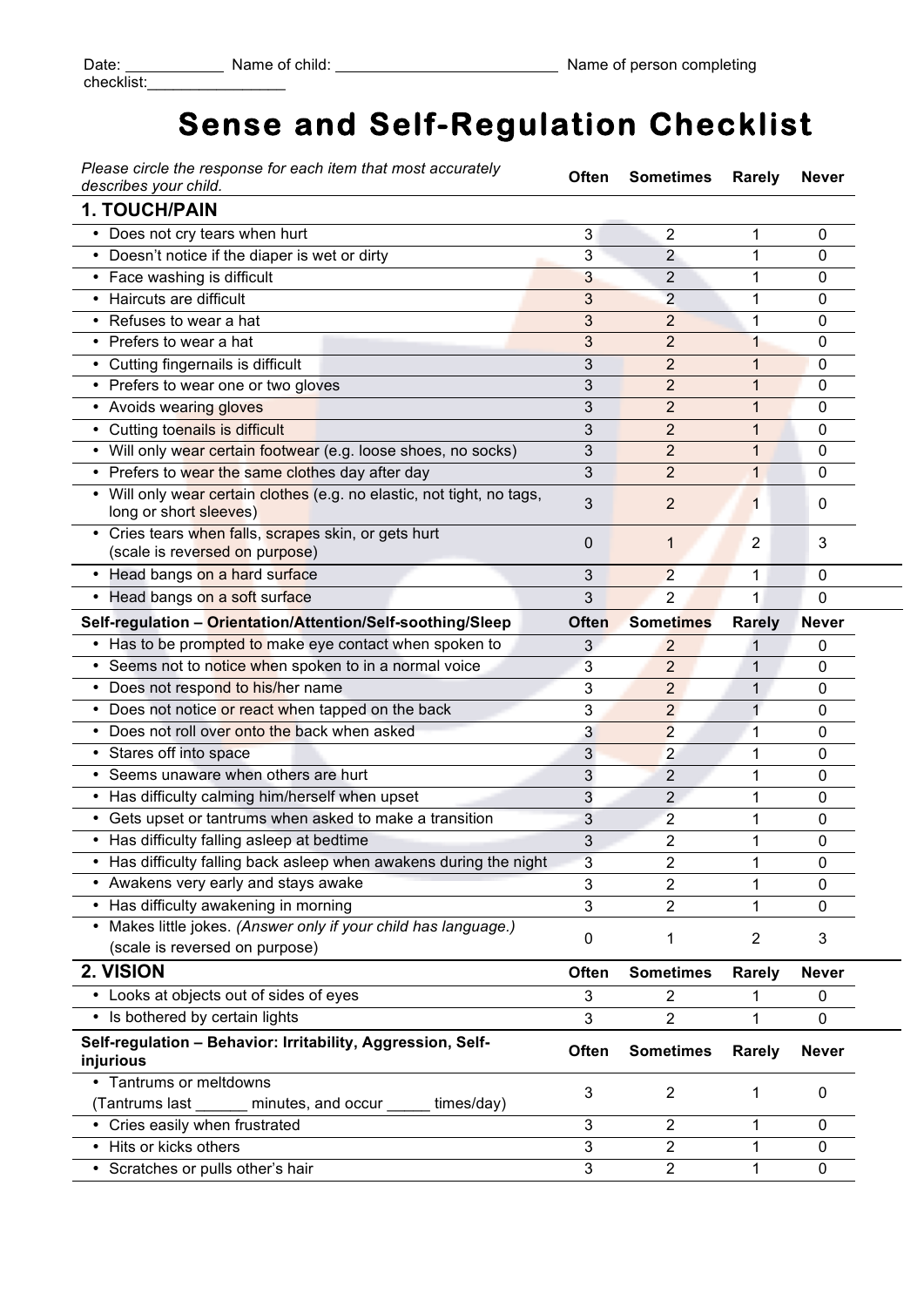Date: ___________ Name of child: _________________________ Name of person completing checklist:________________

# Sense and Self-Regulation Checklist

| *Please circle the response for each item that most accurately describes your child.* | Often | Sometimes | Rarely | Never |
|---|---|---|---|---|
| **1. TOUCH/PAIN** | | | | |
| • Does not cry tears when hurt | 3 | 2 | 1 | 0 |
| • Doesn't notice if the diaper is wet or dirty | 3 | 2 | 1 | 0 |
| • Face washing is difficult | 3 | 2 | 1 | 0 |
| • Haircuts are difficult | 3 | 2 | 1 | 0 |
| • Refuses to wear a hat | 3 | 2 | 1 | 0 |
| • Prefers to wear a hat | 3 | 2 | 1 | 0 |
| • Cutting fingernails is difficult | 3 | 2 | 1 | 0 |
| • Prefers to wear one or two gloves | 3 | 2 | 1 | 0 |
| • Avoids wearing gloves | 3 | 2 | 1 | 0 |
| • Cutting toenails is difficult | 3 | 2 | 1 | 0 |
| • Will only wear certain footwear (e.g. loose shoes, no socks) | 3 | 2 | 1 | 0 |
| • Prefers to wear the same clothes day after day | 3 | 2 | 1 | 0 |
| • Will only wear certain clothes (e.g. no elastic, not tight, no tags, long or short sleeves) | 3 | 2 | 1 | 0 |
| • Cries tears when falls, scrapes skin, or gets hurt (scale is reversed on purpose) | 0 | 1 | 2 | 3 |
| • Head bangs on a hard surface | 3 | 2 | 1 | 0 |
| • Head bangs on a soft surface | 3 | 2 | 1 | 0 |
| **Self-regulation – Orientation/Attention/Self-soothing/Sleep** | **Often** | **Sometimes** | **Rarely** | **Never** |
| • Has to be prompted to make eye contact when spoken to | 3 | 2 | 1 | 0 |
| • Seems not to notice when spoken to in a normal voice | 3 | 2 | 1 | 0 |
| • Does not respond to his/her name | 3 | 2 | 1 | 0 |
| • Does not notice or react when tapped on the back | 3 | 2 | 1 | 0 |
| • Does not roll over onto the back when asked | 3 | 2 | 1 | 0 |
| • Stares off into space | 3 | 2 | 1 | 0 |
| • Seems unaware when others are hurt | 3 | 2 | 1 | 0 |
| • Has difficulty calming him/herself when upset | 3 | 2 | 1 | 0 |
| • Gets upset or tantrums when asked to make a transition | 3 | 2 | 1 | 0 |
| • Has difficulty falling asleep at bedtime | 3 | 2 | 1 | 0 |
| • Has difficulty falling back asleep when awakens during the night | 3 | 2 | 1 | 0 |
| • Awakens very early and stays awake | 3 | 2 | 1 | 0 |
| • Has difficulty awakening in morning | 3 | 2 | 1 | 0 |
| • Makes little jokes. *(Answer only if your child has language.)* (scale is reversed on purpose) | 0 | 1 | 2 | 3 |
| **2. VISION** | **Often** | **Sometimes** | **Rarely** | **Never** |
| • Looks at objects out of sides of eyes | 3 | 2 | 1 | 0 |
| • Is bothered by certain lights | 3 | 2 | 1 | 0 |
| **Self-regulation – Behavior: Irritability, Aggression, Self-injurious** | **Often** | **Sometimes** | **Rarely** | **Never** |
| • Tantrums or meltdowns (Tantrums last ______ minutes, and occur _____ times/day) | 3 | 2 | 1 | 0 |
| • Cries easily when frustrated | 3 | 2 | 1 | 0 |
| • Hits or kicks others | 3 | 2 | 1 | 0 |
| • Scratches or pulls other's hair | 3 | 2 | 1 | 0 |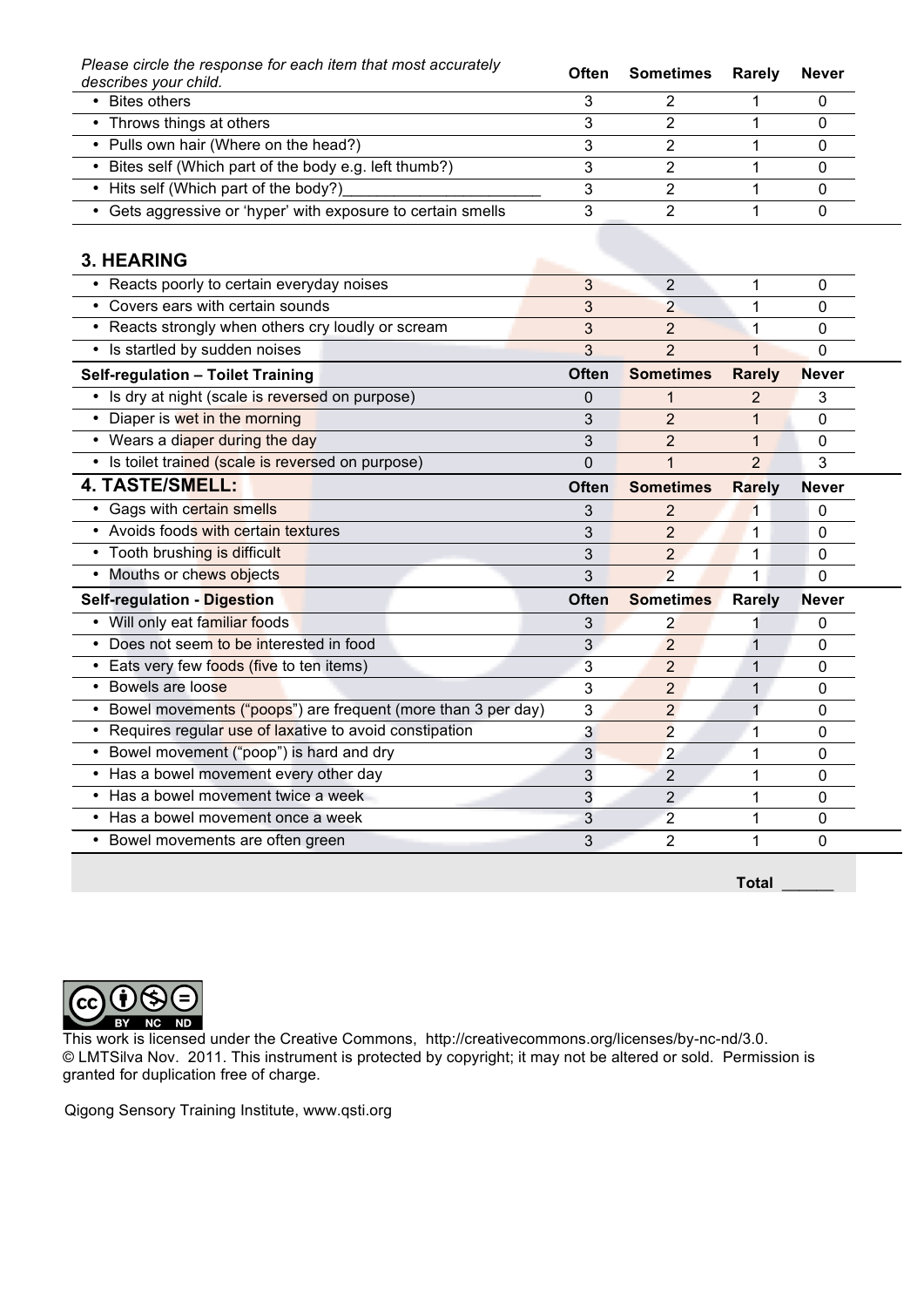| *Please circle the response for each item that most accurately describes your child.* | Often | Sometimes | Rarely | Never |
|---|---|---|---|---|
| • Bites others | 3 | 2 | 1 | 0 |
| • Throws things at others | 3 | 2 | 1 | 0 |
| • Pulls own hair (Where on the head?) | 3 | 2 | 1 | 0 |
| • Bites self (Which part of the body e.g. left thumb?) | 3 | 2 | 1 | 0 |
| • Hits self (Which part of the body?)______________________ | 3 | 2 | 1 | 0 |
| • Gets aggressive or 'hyper' with exposure to certain smells | 3 | 2 | 1 | 0 |

## 3. HEARING

| | | | | |
|---|---|---|---|---|
| • Reacts poorly to certain everyday noises | 3 | 2 | 1 | 0 |
| • Covers ears with certain sounds | 3 | 2 | 1 | 0 |
| • Reacts strongly when others cry loudly or scream | 3 | 2 | 1 | 0 |
| • Is startled by sudden noises | 3 | 2 | 1 | 0 |
| **Self-regulation – Toilet Training** | **Often** | **Sometimes** | **Rarely** | **Never** |
| • Is dry at night (scale is reversed on purpose) | 0 | 1 | 2 | 3 |
| • Diaper is wet in the morning | 3 | 2 | 1 | 0 |
| • Wears a diaper during the day | 3 | 2 | 1 | 0 |
| • Is toilet trained (scale is reversed on purpose) | 0 | 1 | 2 | 3 |

## 4. TASTE/SMELL:

| | Often | Sometimes | Rarely | Never |
|---|---|---|---|---|
| • Gags with certain smells | 3 | 2 | 1 | 0 |
| • Avoids foods with certain textures | 3 | 2 | 1 | 0 |
| • Tooth brushing is difficult | 3 | 2 | 1 | 0 |
| • Mouths or chews objects | 3 | 2 | 1 | 0 |
| **Self-regulation - Digestion** | **Often** | **Sometimes** | **Rarely** | **Never** |
| • Will only eat familiar foods | 3 | 2 | 1 | 0 |
| • Does not seem to be interested in food | 3 | 2 | 1 | 0 |
| • Eats very few foods (five to ten items) | 3 | 2 | 1 | 0 |
| • Bowels are loose | 3 | 2 | 1 | 0 |
| • Bowel movements ("poops") are frequent (more than 3 per day) | 3 | 2 | 1 | 0 |
| • Requires regular use of laxative to avoid constipation | 3 | 2 | 1 | 0 |
| • Bowel movement ("poop") is hard and dry | 3 | 2 | 1 | 0 |
| • Has a bowel movement every other day | 3 | 2 | 1 | 0 |
| • Has a bowel movement twice a week | 3 | 2 | 1 | 0 |
| • Has a bowel movement once a week | 3 | 2 | 1 | 0 |
| • Bowel movements are often green | 3 | 2 | 1 | 0 |

**Total** ______

This work is licensed under the Creative Commons, http://creativecommons.org/licenses/by-nc-nd/3.0.
© LMTSilva Nov. 2011. This instrument is protected by copyright; it may not be altered or sold. Permission is granted for duplication free of charge.

Qigong Sensory Training Institute, www.qsti.org